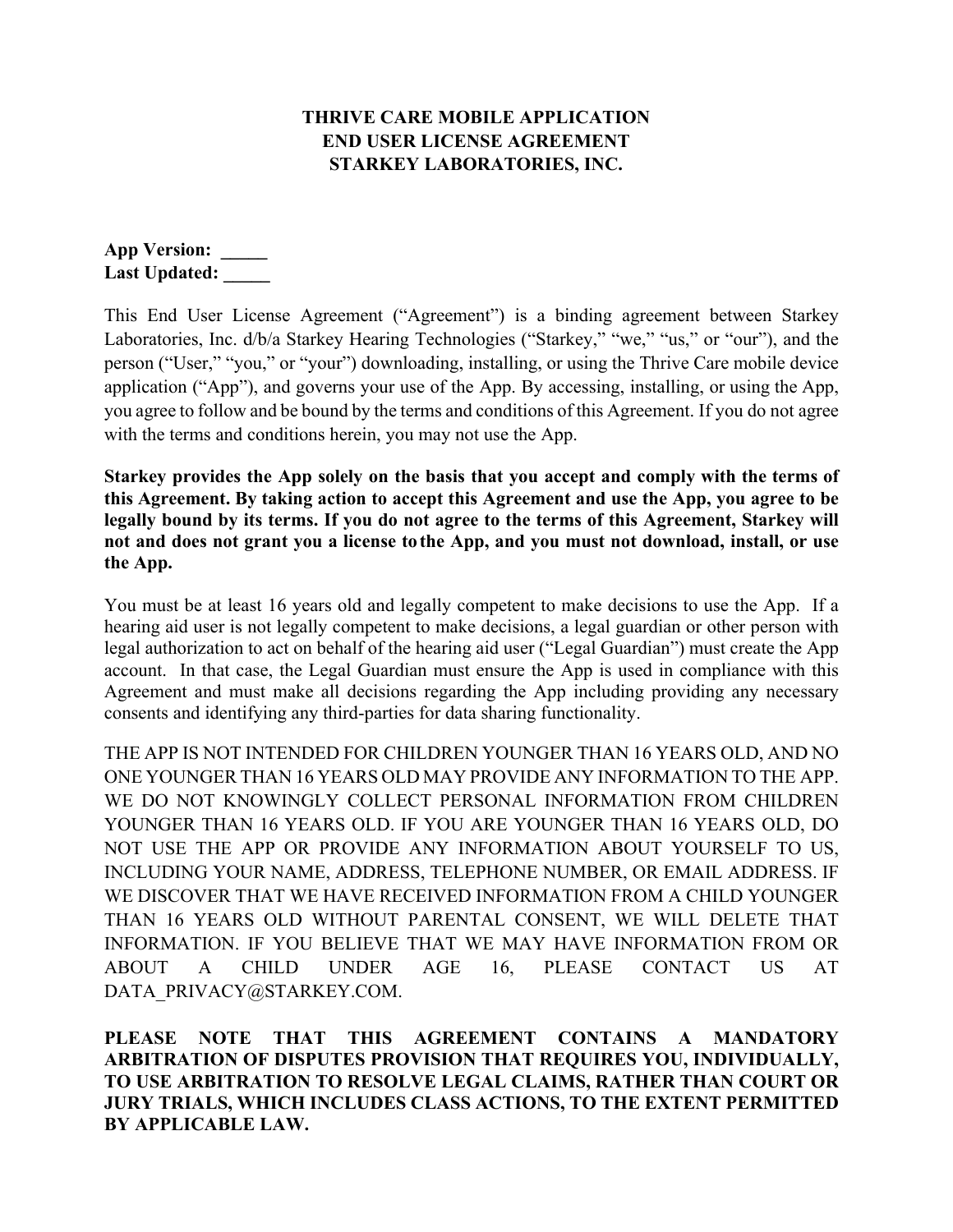# THRIVE CARE MOBILE APPLICATION
# END USER LICENSE AGREEMENT
# STARKEY LABORATORIES, INC.

**App Version:** _____
**Last Updated:** _____

This End User License Agreement ("Agreement") is a binding agreement between Starkey Laboratories, Inc. d/b/a Starkey Hearing Technologies ("Starkey," "we," "us," or "our"), and the person ("User," "you," or "your") downloading, installing, or using the Thrive Care mobile device application ("App"), and governs your use of the App. By accessing, installing, or using the App, you agree to follow and be bound by the terms and conditions of this Agreement. If you do not agree with the terms and conditions herein, you may not use the App.

**Starkey provides the App solely on the basis that you accept and comply with the terms of this Agreement. By taking action to accept this Agreement and use the App, you agree to be legally bound by its terms. If you do not agree to the terms of this Agreement, Starkey will not and does not grant you a license to the App, and you must not download, install, or use the App.**

You must be at least 16 years old and legally competent to make decisions to use the App. If a hearing aid user is not legally competent to make decisions, a legal guardian or other person with legal authorization to act on behalf of the hearing aid user ("Legal Guardian") must create the App account. In that case, the Legal Guardian must ensure the App is used in compliance with this Agreement and must make all decisions regarding the App including providing any necessary consents and identifying any third-parties for data sharing functionality.

THE APP IS NOT INTENDED FOR CHILDREN YOUNGER THAN 16 YEARS OLD, AND NO ONE YOUNGER THAN 16 YEARS OLD MAY PROVIDE ANY INFORMATION TO THE APP. WE DO NOT KNOWINGLY COLLECT PERSONAL INFORMATION FROM CHILDREN YOUNGER THAN 16 YEARS OLD. IF YOU ARE YOUNGER THAN 16 YEARS OLD, DO NOT USE THE APP OR PROVIDE ANY INFORMATION ABOUT YOURSELF TO US, INCLUDING YOUR NAME, ADDRESS, TELEPHONE NUMBER, OR EMAIL ADDRESS. IF WE DISCOVER THAT WE HAVE RECEIVED INFORMATION FROM A CHILD YOUNGER THAN 16 YEARS OLD WITHOUT PARENTAL CONSENT, WE WILL DELETE THAT INFORMATION. IF YOU BELIEVE THAT WE MAY HAVE INFORMATION FROM OR ABOUT A CHILD UNDER AGE 16, PLEASE CONTACT US AT DATA_PRIVACY@STARKEY.COM.

**PLEASE NOTE THAT THIS AGREEMENT CONTAINS A MANDATORY ARBITRATION OF DISPUTES PROVISION THAT REQUIRES YOU, INDIVIDUALLY, TO USE ARBITRATION TO RESOLVE LEGAL CLAIMS, RATHER THAN COURT OR JURY TRIALS, WHICH INCLUDES CLASS ACTIONS, TO THE EXTENT PERMITTED BY APPLICABLE LAW.**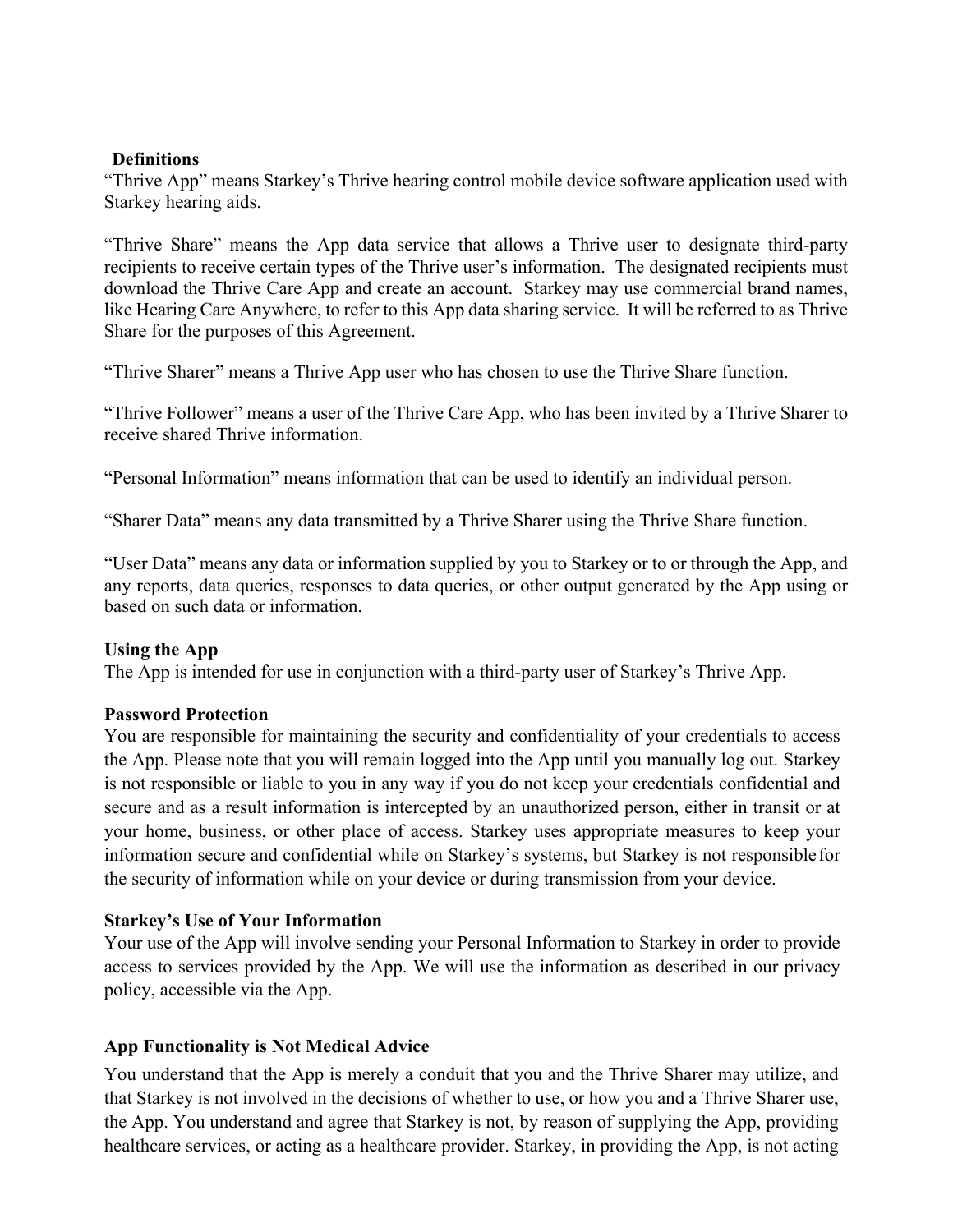**Definitions**

"Thrive App" means Starkey's Thrive hearing control mobile device software application used with Starkey hearing aids.

"Thrive Share" means the App data service that allows a Thrive user to designate third-party recipients to receive certain types of the Thrive user's information. The designated recipients must download the Thrive Care App and create an account. Starkey may use commercial brand names, like Hearing Care Anywhere, to refer to this App data sharing service. It will be referred to as Thrive Share for the purposes of this Agreement.

"Thrive Sharer" means a Thrive App user who has chosen to use the Thrive Share function.

"Thrive Follower" means a user of the Thrive Care App, who has been invited by a Thrive Sharer to receive shared Thrive information.

"Personal Information" means information that can be used to identify an individual person.

"Sharer Data" means any data transmitted by a Thrive Sharer using the Thrive Share function.

"User Data" means any data or information supplied by you to Starkey or to or through the App, and any reports, data queries, responses to data queries, or other output generated by the App using or based on such data or information.

**Using the App**

The App is intended for use in conjunction with a third-party user of Starkey's Thrive App.

**Password Protection**

You are responsible for maintaining the security and confidentiality of your credentials to access the App. Please note that you will remain logged into the App until you manually log out. Starkey is not responsible or liable to you in any way if you do not keep your credentials confidential and secure and as a result information is intercepted by an unauthorized person, either in transit or at your home, business, or other place of access. Starkey uses appropriate measures to keep your information secure and confidential while on Starkey's systems, but Starkey is not responsible for the security of information while on your device or during transmission from your device.

**Starkey's Use of Your Information**

Your use of the App will involve sending your Personal Information to Starkey in order to provide access to services provided by the App. We will use the information as described in our privacy policy, accessible via the App.

**App Functionality is Not Medical Advice**

You understand that the App is merely a conduit that you and the Thrive Sharer may utilize, and that Starkey is not involved in the decisions of whether to use, or how you and a Thrive Sharer use, the App. You understand and agree that Starkey is not, by reason of supplying the App, providing healthcare services, or acting as a healthcare provider. Starkey, in providing the App, is not acting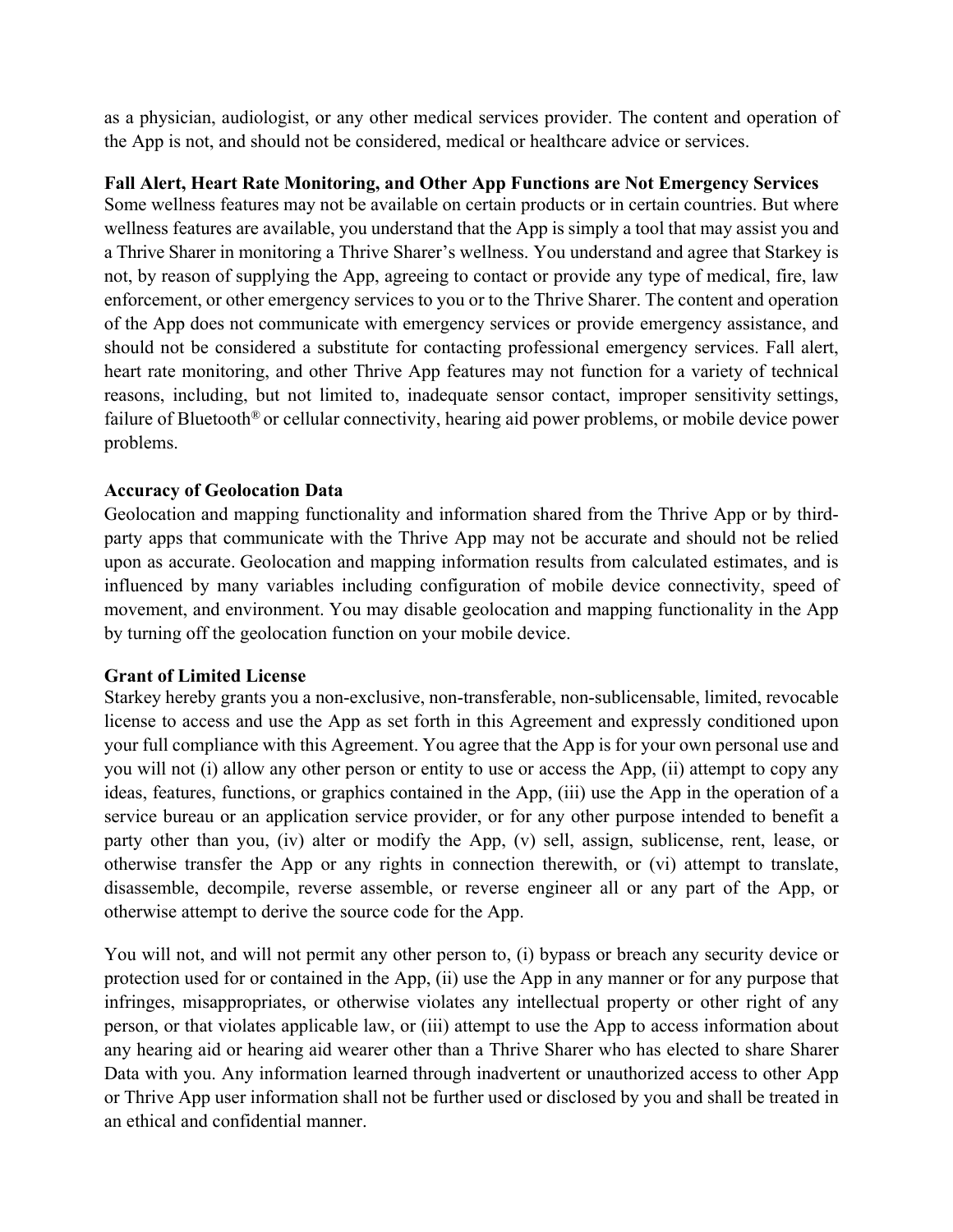as a physician, audiologist, or any other medical services provider. The content and operation of the App is not, and should not be considered, medical or healthcare advice or services.

**Fall Alert, Heart Rate Monitoring, and Other App Functions are Not Emergency Services**
Some wellness features may not be available on certain products or in certain countries. But where wellness features are available, you understand that the App is simply a tool that may assist you and a Thrive Sharer in monitoring a Thrive Sharer's wellness. You understand and agree that Starkey is not, by reason of supplying the App, agreeing to contact or provide any type of medical, fire, law enforcement, or other emergency services to you or to the Thrive Sharer. The content and operation of the App does not communicate with emergency services or provide emergency assistance, and should not be considered a substitute for contacting professional emergency services. Fall alert, heart rate monitoring, and other Thrive App features may not function for a variety of technical reasons, including, but not limited to, inadequate sensor contact, improper sensitivity settings, failure of Bluetooth® or cellular connectivity, hearing aid power problems, or mobile device power problems.

**Accuracy of Geolocation Data**
Geolocation and mapping functionality and information shared from the Thrive App or by third-party apps that communicate with the Thrive App may not be accurate and should not be relied upon as accurate. Geolocation and mapping information results from calculated estimates, and is influenced by many variables including configuration of mobile device connectivity, speed of movement, and environment. You may disable geolocation and mapping functionality in the App by turning off the geolocation function on your mobile device.

**Grant of Limited License**
Starkey hereby grants you a non-exclusive, non-transferable, non-sublicensable, limited, revocable license to access and use the App as set forth in this Agreement and expressly conditioned upon your full compliance with this Agreement. You agree that the App is for your own personal use and you will not (i) allow any other person or entity to use or access the App, (ii) attempt to copy any ideas, features, functions, or graphics contained in the App, (iii) use the App in the operation of a service bureau or an application service provider, or for any other purpose intended to benefit a party other than you, (iv) alter or modify the App, (v) sell, assign, sublicense, rent, lease, or otherwise transfer the App or any rights in connection therewith, or (vi) attempt to translate, disassemble, decompile, reverse assemble, or reverse engineer all or any part of the App, or otherwise attempt to derive the source code for the App.

You will not, and will not permit any other person to, (i) bypass or breach any security device or protection used for or contained in the App, (ii) use the App in any manner or for any purpose that infringes, misappropriates, or otherwise violates any intellectual property or other right of any person, or that violates applicable law, or (iii) attempt to use the App to access information about any hearing aid or hearing aid wearer other than a Thrive Sharer who has elected to share Sharer Data with you. Any information learned through inadvertent or unauthorized access to other App or Thrive App user information shall not be further used or disclosed by you and shall be treated in an ethical and confidential manner.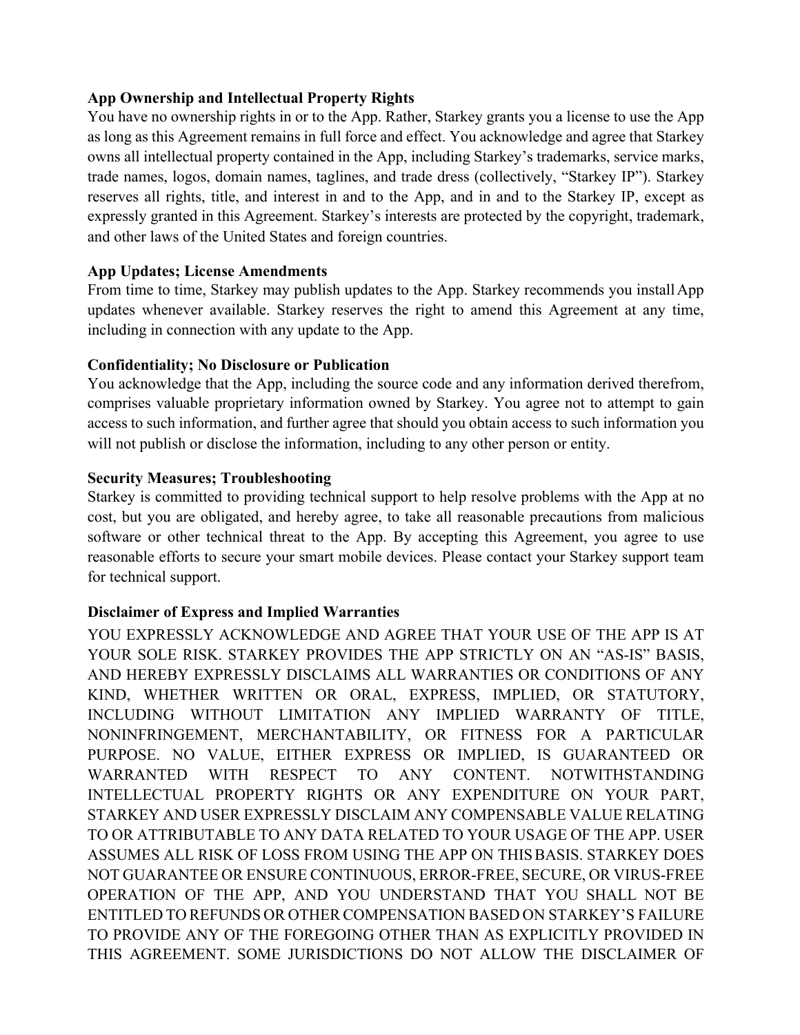**App Ownership and Intellectual Property Rights**

You have no ownership rights in or to the App. Rather, Starkey grants you a license to use the App as long as this Agreement remains in full force and effect. You acknowledge and agree that Starkey owns all intellectual property contained in the App, including Starkey's trademarks, service marks, trade names, logos, domain names, taglines, and trade dress (collectively, "Starkey IP"). Starkey reserves all rights, title, and interest in and to the App, and in and to the Starkey IP, except as expressly granted in this Agreement. Starkey's interests are protected by the copyright, trademark, and other laws of the United States and foreign countries.

**App Updates; License Amendments**

From time to time, Starkey may publish updates to the App. Starkey recommends you install App updates whenever available. Starkey reserves the right to amend this Agreement at any time, including in connection with any update to the App.

**Confidentiality; No Disclosure or Publication**

You acknowledge that the App, including the source code and any information derived therefrom, comprises valuable proprietary information owned by Starkey. You agree not to attempt to gain access to such information, and further agree that should you obtain access to such information you will not publish or disclose the information, including to any other person or entity.

**Security Measures; Troubleshooting**

Starkey is committed to providing technical support to help resolve problems with the App at no cost, but you are obligated, and hereby agree, to take all reasonable precautions from malicious software or other technical threat to the App. By accepting this Agreement, you agree to use reasonable efforts to secure your smart mobile devices. Please contact your Starkey support team for technical support.

**Disclaimer of Express and Implied Warranties**

YOU EXPRESSLY ACKNOWLEDGE AND AGREE THAT YOUR USE OF THE APP IS AT YOUR SOLE RISK. STARKEY PROVIDES THE APP STRICTLY ON AN "AS-IS" BASIS, AND HEREBY EXPRESSLY DISCLAIMS ALL WARRANTIES OR CONDITIONS OF ANY KIND, WHETHER WRITTEN OR ORAL, EXPRESS, IMPLIED, OR STATUTORY, INCLUDING WITHOUT LIMITATION ANY IMPLIED WARRANTY OF TITLE, NONINFRINGEMENT, MERCHANTABILITY, OR FITNESS FOR A PARTICULAR PURPOSE. NO VALUE, EITHER EXPRESS OR IMPLIED, IS GUARANTEED OR WARRANTED WITH RESPECT TO ANY CONTENT. NOTWITHSTANDING INTELLECTUAL PROPERTY RIGHTS OR ANY EXPENDITURE ON YOUR PART, STARKEY AND USER EXPRESSLY DISCLAIM ANY COMPENSABLE VALUE RELATING TO OR ATTRIBUTABLE TO ANY DATA RELATED TO YOUR USAGE OF THE APP. USER ASSUMES ALL RISK OF LOSS FROM USING THE APP ON THIS BASIS. STARKEY DOES NOT GUARANTEE OR ENSURE CONTINUOUS, ERROR-FREE, SECURE, OR VIRUS-FREE OPERATION OF THE APP, AND YOU UNDERSTAND THAT YOU SHALL NOT BE ENTITLED TO REFUNDS OR OTHER COMPENSATION BASED ON STARKEY'S FAILURE TO PROVIDE ANY OF THE FOREGOING OTHER THAN AS EXPLICITLY PROVIDED IN THIS AGREEMENT. SOME JURISDICTIONS DO NOT ALLOW THE DISCLAIMER OF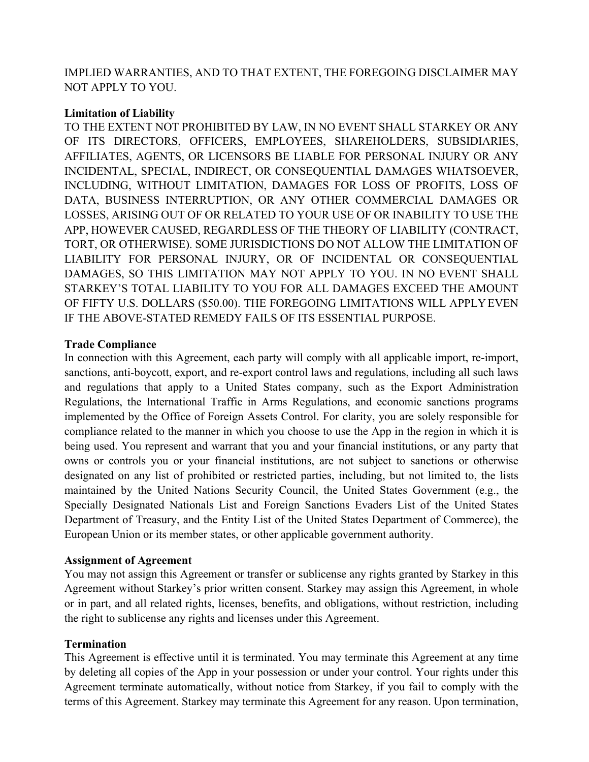IMPLIED WARRANTIES, AND TO THAT EXTENT, THE FOREGOING DISCLAIMER MAY NOT APPLY TO YOU.

**Limitation of Liability**

TO THE EXTENT NOT PROHIBITED BY LAW, IN NO EVENT SHALL STARKEY OR ANY OF ITS DIRECTORS, OFFICERS, EMPLOYEES, SHAREHOLDERS, SUBSIDIARIES, AFFILIATES, AGENTS, OR LICENSORS BE LIABLE FOR PERSONAL INJURY OR ANY INCIDENTAL, SPECIAL, INDIRECT, OR CONSEQUENTIAL DAMAGES WHATSOEVER, INCLUDING, WITHOUT LIMITATION, DAMAGES FOR LOSS OF PROFITS, LOSS OF DATA, BUSINESS INTERRUPTION, OR ANY OTHER COMMERCIAL DAMAGES OR LOSSES, ARISING OUT OF OR RELATED TO YOUR USE OF OR INABILITY TO USE THE APP, HOWEVER CAUSED, REGARDLESS OF THE THEORY OF LIABILITY (CONTRACT, TORT, OR OTHERWISE). SOME JURISDICTIONS DO NOT ALLOW THE LIMITATION OF LIABILITY FOR PERSONAL INJURY, OR OF INCIDENTAL OR CONSEQUENTIAL DAMAGES, SO THIS LIMITATION MAY NOT APPLY TO YOU. IN NO EVENT SHALL STARKEY'S TOTAL LIABILITY TO YOU FOR ALL DAMAGES EXCEED THE AMOUNT OF FIFTY U.S. DOLLARS ($50.00). THE FOREGOING LIMITATIONS WILL APPLY EVEN IF THE ABOVE-STATED REMEDY FAILS OF ITS ESSENTIAL PURPOSE.

**Trade Compliance**

In connection with this Agreement, each party will comply with all applicable import, re-import, sanctions, anti-boycott, export, and re-export control laws and regulations, including all such laws and regulations that apply to a United States company, such as the Export Administration Regulations, the International Traffic in Arms Regulations, and economic sanctions programs implemented by the Office of Foreign Assets Control. For clarity, you are solely responsible for compliance related to the manner in which you choose to use the App in the region in which it is being used. You represent and warrant that you and your financial institutions, or any party that owns or controls you or your financial institutions, are not subject to sanctions or otherwise designated on any list of prohibited or restricted parties, including, but not limited to, the lists maintained by the United Nations Security Council, the United States Government (e.g., the Specially Designated Nationals List and Foreign Sanctions Evaders List of the United States Department of Treasury, and the Entity List of the United States Department of Commerce), the European Union or its member states, or other applicable government authority.

**Assignment of Agreement**

You may not assign this Agreement or transfer or sublicense any rights granted by Starkey in this Agreement without Starkey's prior written consent. Starkey may assign this Agreement, in whole or in part, and all related rights, licenses, benefits, and obligations, without restriction, including the right to sublicense any rights and licenses under this Agreement.

**Termination**

This Agreement is effective until it is terminated. You may terminate this Agreement at any time by deleting all copies of the App in your possession or under your control. Your rights under this Agreement terminate automatically, without notice from Starkey, if you fail to comply with the terms of this Agreement. Starkey may terminate this Agreement for any reason. Upon termination,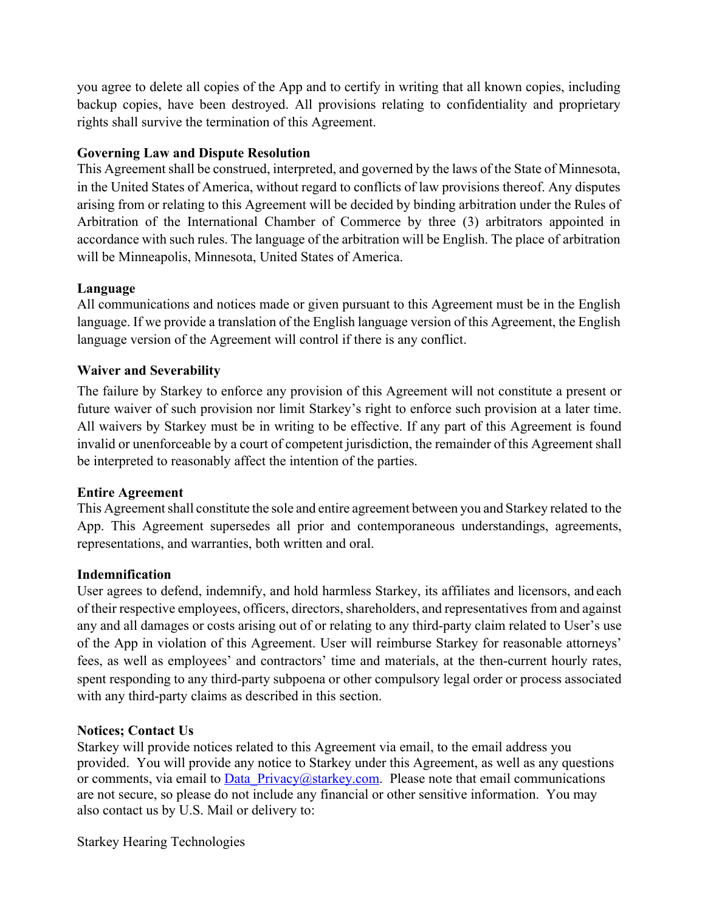you agree to delete all copies of the App and to certify in writing that all known copies, including backup copies, have been destroyed. All provisions relating to confidentiality and proprietary rights shall survive the termination of this Agreement.

**Governing Law and Dispute Resolution**

This Agreement shall be construed, interpreted, and governed by the laws of the State of Minnesota, in the United States of America, without regard to conflicts of law provisions thereof. Any disputes arising from or relating to this Agreement will be decided by binding arbitration under the Rules of Arbitration of the International Chamber of Commerce by three (3) arbitrators appointed in accordance with such rules. The language of the arbitration will be English. The place of arbitration will be Minneapolis, Minnesota, United States of America.

**Language**

All communications and notices made or given pursuant to this Agreement must be in the English language. If we provide a translation of the English language version of this Agreement, the English language version of the Agreement will control if there is any conflict.

**Waiver and Severability**

The failure by Starkey to enforce any provision of this Agreement will not constitute a present or future waiver of such provision nor limit Starkey's right to enforce such provision at a later time. All waivers by Starkey must be in writing to be effective. If any part of this Agreement is found invalid or unenforceable by a court of competent jurisdiction, the remainder of this Agreement shall be interpreted to reasonably affect the intention of the parties.

**Entire Agreement**

This Agreement shall constitute the sole and entire agreement between you and Starkey related to the App. This Agreement supersedes all prior and contemporaneous understandings, agreements, representations, and warranties, both written and oral.

**Indemnification**

User agrees to defend, indemnify, and hold harmless Starkey, its affiliates and licensors, and each of their respective employees, officers, directors, shareholders, and representatives from and against any and all damages or costs arising out of or relating to any third-party claim related to User's use of the App in violation of this Agreement. User will reimburse Starkey for reasonable attorneys' fees, as well as employees' and contractors' time and materials, at the then-current hourly rates, spent responding to any third-party subpoena or other compulsory legal order or process associated with any third-party claims as described in this section.

**Notices; Contact Us**

Starkey will provide notices related to this Agreement via email, to the email address you provided. You will provide any notice to Starkey under this Agreement, as well as any questions or comments, via email to Data_Privacy@starkey.com. Please note that email communications are not secure, so please do not include any financial or other sensitive information. You may also contact us by U.S. Mail or delivery to:

Starkey Hearing Technologies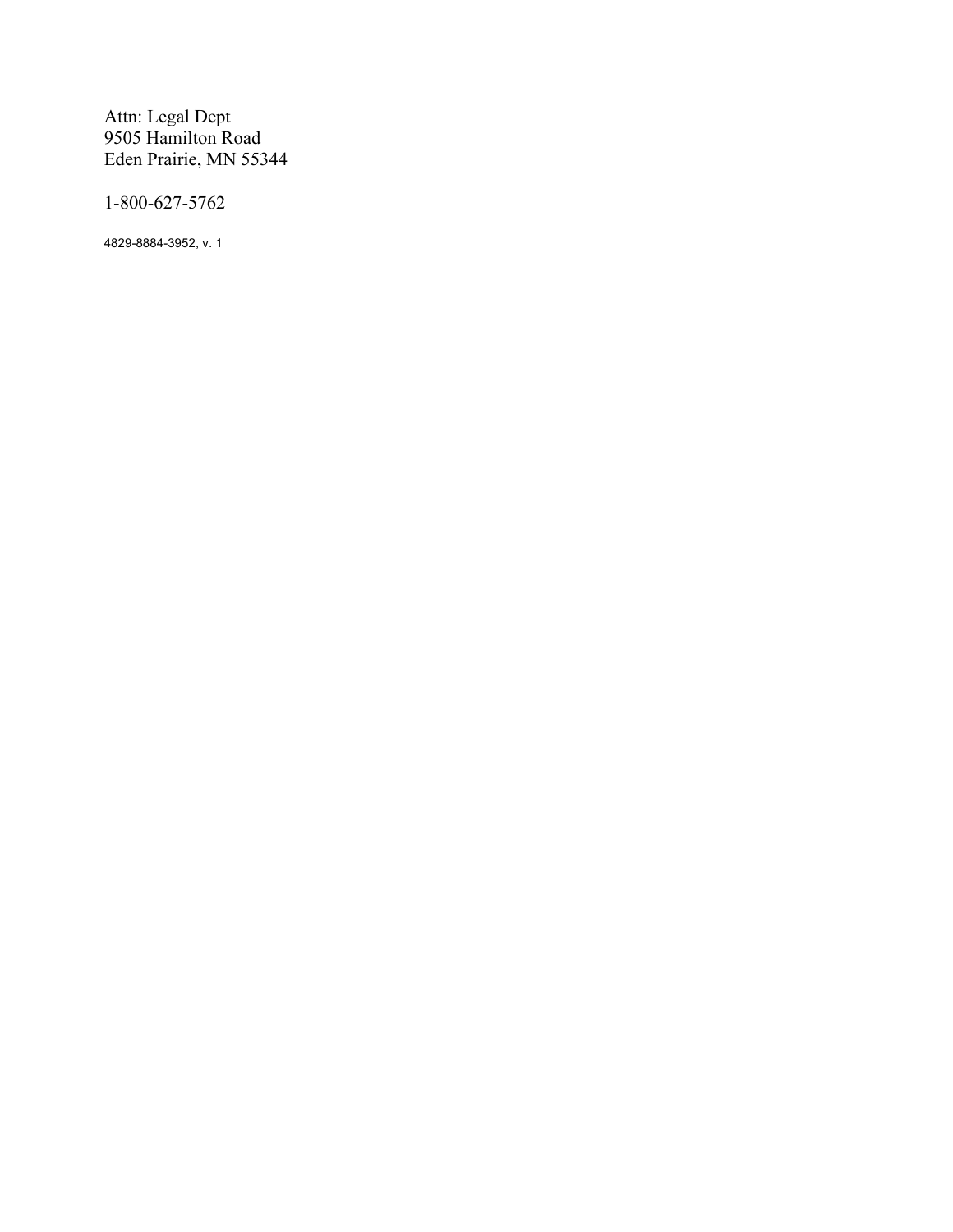Attn: Legal Dept
9505 Hamilton Road
Eden Prairie, MN 55344

1-800-627-5762

4829-8884-3952, v. 1